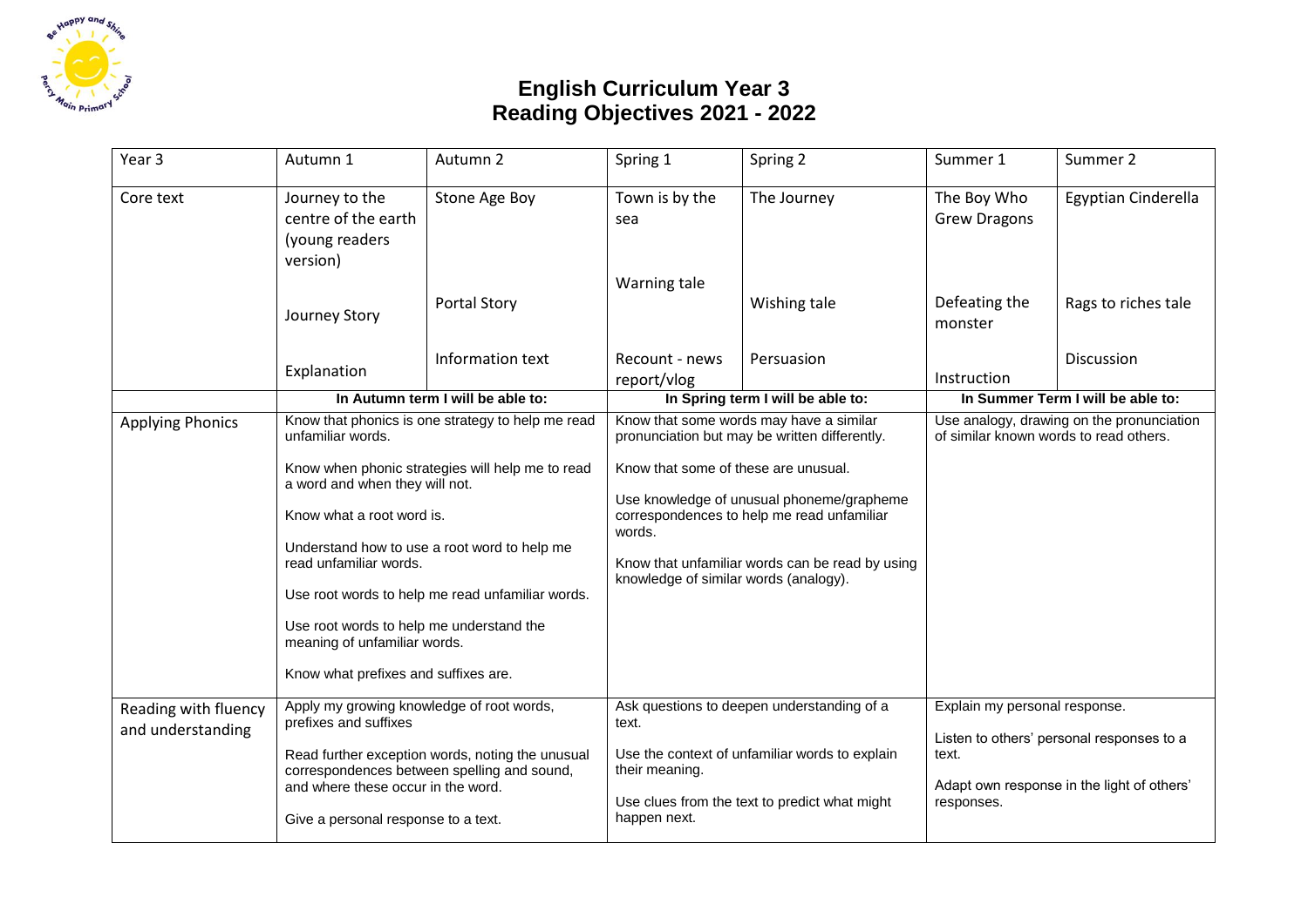# English Curriculum Year 3
## Reading Objectives 2021 - 2022

| Year 3 | Autumn 1 | Autumn 2 | Spring 1 | Spring 2 | Summer 1 | Summer 2 |
|---|---|---|---|---|---|---|
| Core text | Journey to the centre of the earth (young readers version)<br><br>Journey Story<br><br>Explanation | Stone Age Boy<br><br>Portal Story<br><br>Information text | Town is by the sea<br><br>Warning tale<br><br>Recount - news report/vlog | The Journey<br><br>Wishing tale<br><br>Persuasion | The Boy Who Grew Dragons<br><br>Defeating the monster<br><br>Instruction | Egyptian Cinderella<br><br>Rags to riches tale<br><br>Discussion |
| | **In Autumn term I will be able to:** | | **In Spring term I will be able to:** | | **In Summer Term I will be able to:** | |
| Applying Phonics | Know that phonics is one strategy to help me read unfamiliar words.<br><br>Know when phonic strategies will help me to read a word and when they will not.<br><br>Know what a root word is.<br><br>Understand how to use a root word to help me read unfamiliar words.<br><br>Use root words to help me read unfamiliar words.<br><br>Use root words to help me understand the meaning of unfamiliar words.<br><br>Know what prefixes and suffixes are. | | Know that some words may have a similar pronunciation but may be written differently.<br><br>Know that some of these are unusual.<br><br>Use knowledge of unusual phoneme/grapheme correspondences to help me read unfamiliar words.<br><br>Know that unfamiliar words can be read by using knowledge of similar words (analogy). | | Use analogy, drawing on the pronunciation of similar known words to read others. | |
| Reading with fluency and understanding | Apply my growing knowledge of root words, prefixes and suffixes<br><br>Read further exception words, noting the unusual correspondences between spelling and sound, and where these occur in the word.<br><br>Give a personal response to a text. | | Ask questions to deepen understanding of a text.<br><br>Use the context of unfamiliar words to explain their meaning.<br><br>Use clues from the text to predict what might happen next. | | Explain my personal response.<br><br>Listen to others' personal responses to a text.<br><br>Adapt own response in the light of others' responses. | |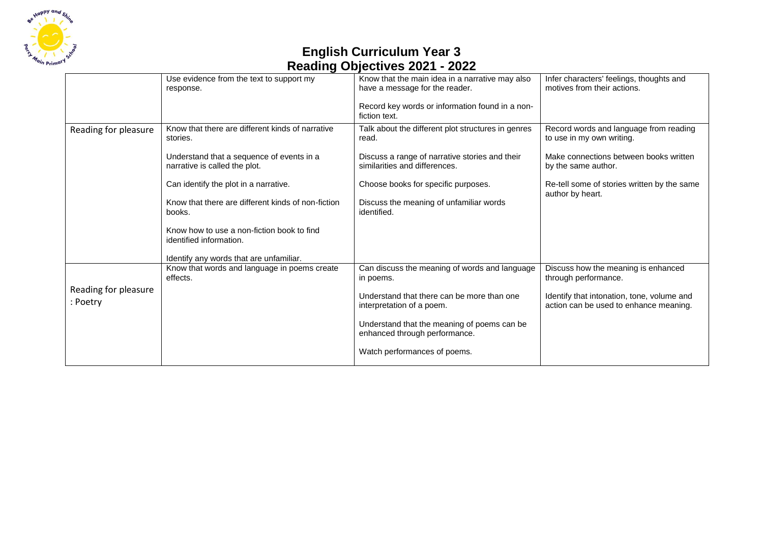# English Curriculum Year 3
## Reading Objectives 2021 - 2022

| | | | |
|---|---|---|---|
| | Use evidence from the text to support my response. | Know that the main idea in a narrative may also have a message for the reader.<br><br>Record key words or information found in a non-fiction text. | Infer characters' feelings, thoughts and motives from their actions. |
| Reading for pleasure | Know that there are different kinds of narrative stories.<br><br>Understand that a sequence of events in a narrative is called the plot.<br><br>Can identify the plot in a narrative.<br><br>Know that there are different kinds of non-fiction books.<br><br>Know how to use a non-fiction book to find identified information.<br><br>Identify any words that are unfamiliar. | Talk about the different plot structures in genres read.<br><br>Discuss a range of narrative stories and their similarities and differences.<br><br>Choose books for specific purposes.<br><br>Discuss the meaning of unfamiliar words identified. | Record words and language from reading to use in my own writing.<br><br>Make connections between books written by the same author.<br><br>Re-tell some of stories written by the same author by heart. |
| Reading for pleasure : Poetry | Know that words and language in poems create effects. | Can discuss the meaning of words and language in poems.<br><br>Understand that there can be more than one interpretation of a poem.<br><br>Understand that the meaning of poems can be enhanced through performance.<br><br>Watch performances of poems. | Discuss how the meaning is enhanced through performance.<br><br>Identify that intonation, tone, volume and action can be used to enhance meaning. |